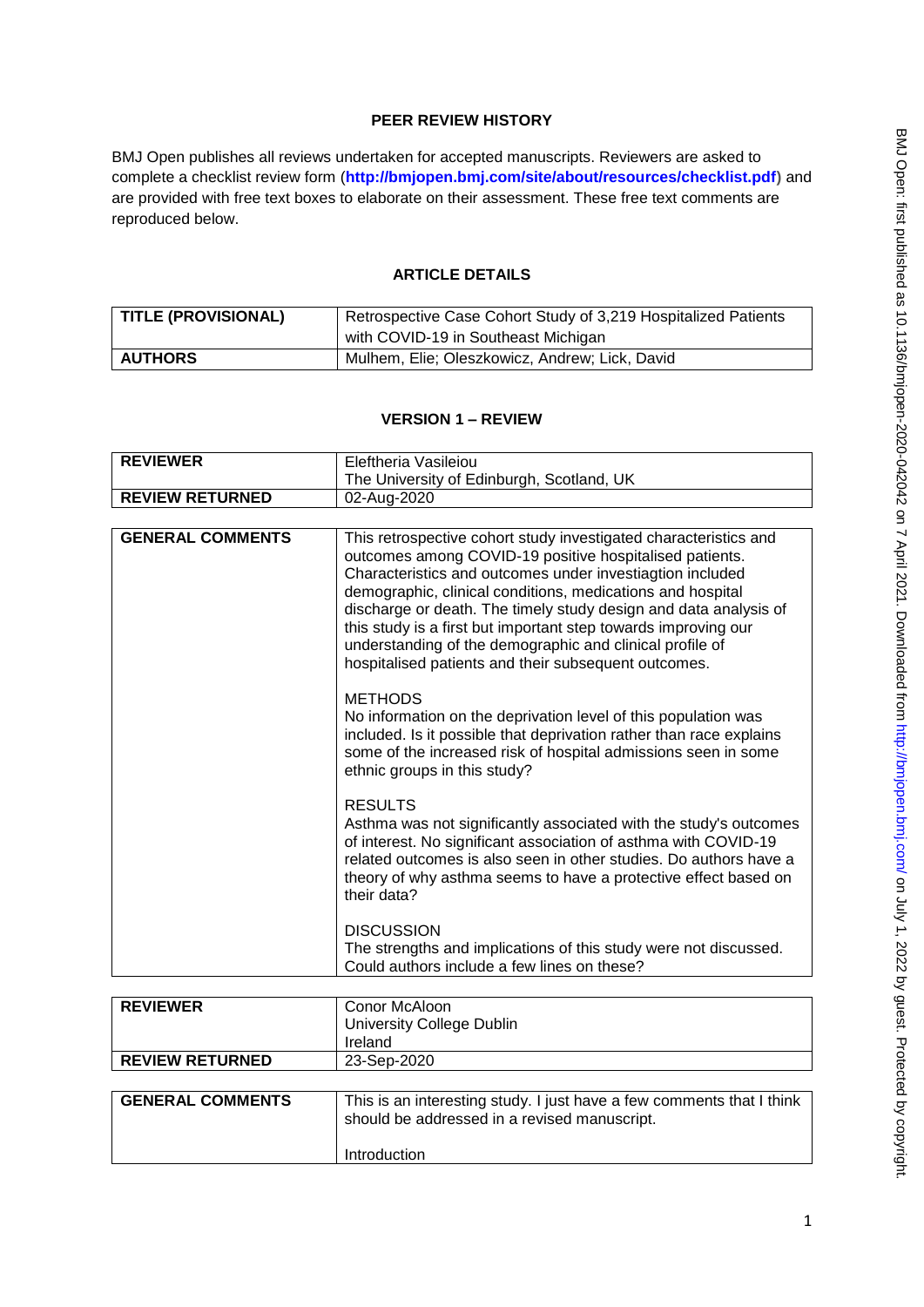## PEER REVIEW HISTORY

BMJ Open publishes all reviews undertaken for accepted manuscripts. Reviewers are asked to complete a checklist review form (**http://bmjopen.bmj.com/site/about/resources/checklist.pdf**) and are provided with free text boxes to elaborate on their assessment. These free text comments are reproduced below.

## ARTICLE DETAILS

| | |
|---|---|
| **TITLE (PROVISIONAL)** | Retrospective Case Cohort Study of 3,219 Hospitalized Patients with COVID-19 in Southeast Michigan |
| **AUTHORS** | Mulhem, Elie; Oleszkowicz, Andrew; Lick, David |

## VERSION 1 – REVIEW

| | |
|---|---|
| **REVIEWER** | Eleftheria Vasileiou<br>The University of Edinburgh, Scotland, UK |
| **REVIEW RETURNED** | 02-Aug-2020 |

| | |
|---|---|
| **GENERAL COMMENTS** | This retrospective cohort study investigated characteristics and outcomes among COVID-19 positive hospitalised patients. Characteristics and outcomes under investiagtion included demographic, clinical conditions, medications and hospital discharge or death. The timely study design and data analysis of this study is a first but important step towards improving our understanding of the demographic and clinical profile of hospitalised patients and their subsequent outcomes.<br><br>METHODS<br>No information on the deprivation level of this population was included. Is it possible that deprivation rather than race explains some of the increased risk of hospital admissions seen in some ethnic groups in this study?<br><br>RESULTS<br>Asthma was not significantly associated with the study's outcomes of interest. No significant association of asthma with COVID-19 related outcomes is also seen in other studies. Do authors have a theory of why asthma seems to have a protective effect based on their data?<br><br>DISCUSSION<br>The strengths and implications of this study were not discussed. Could authors include a few lines on these? |

| | |
|---|---|
| **REVIEWER** | Conor McAloon<br>University College Dublin<br>Ireland |
| **REVIEW RETURNED** | 23-Sep-2020 |

| | |
|---|---|
| **GENERAL COMMENTS** | This is an interesting study. I just have a few comments that I think should be addressed in a revised manuscript.<br><br>Introduction |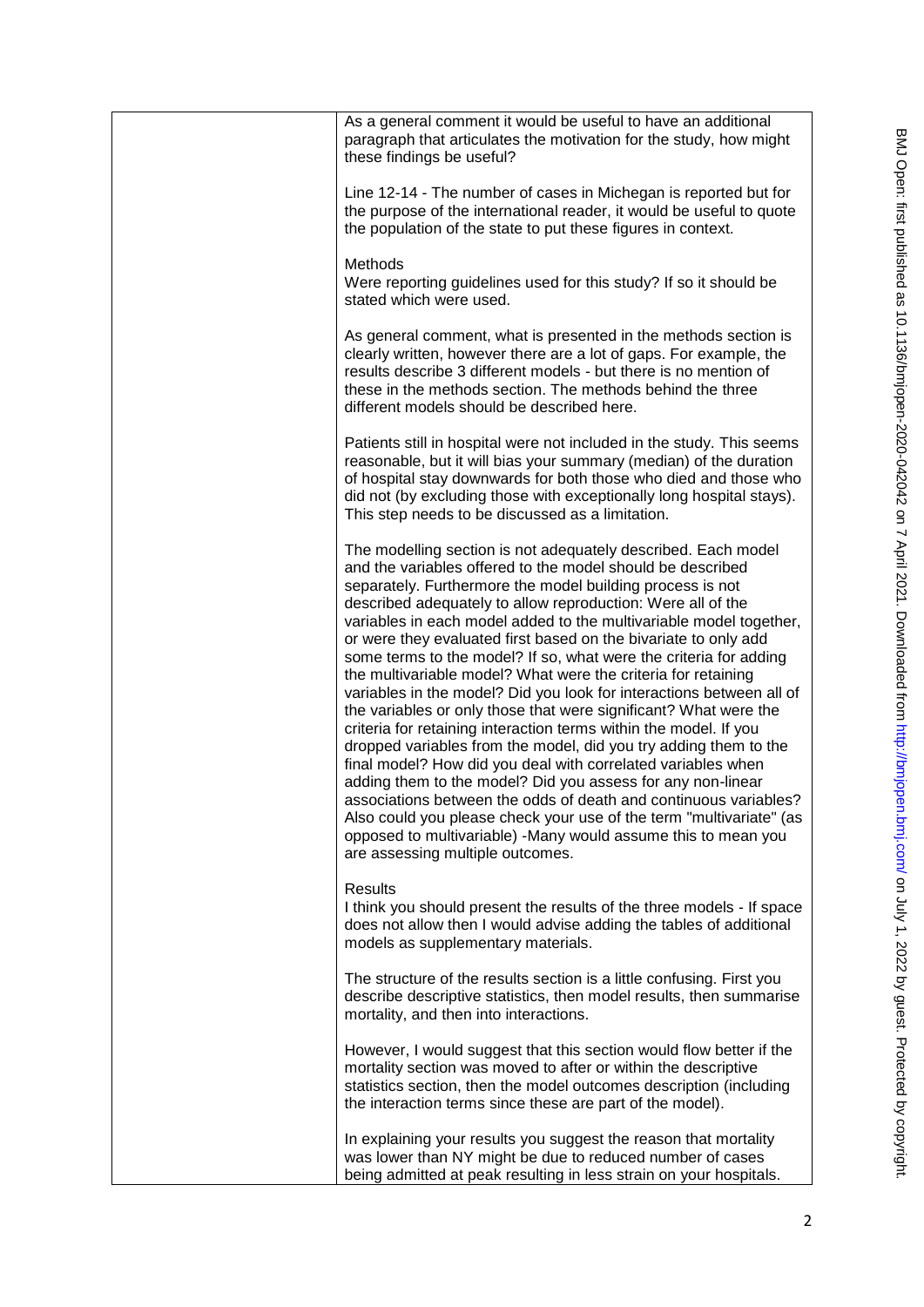As a general comment it would be useful to have an additional paragraph that articulates the motivation for the study, how might these findings be useful?

Line 12-14 - The number of cases in Michegan is reported but for the purpose of the international reader, it would be useful to quote the population of the state to put these figures in context.

Methods
Were reporting guidelines used for this study? If so it should be stated which were used.

As general comment, what is presented in the methods section is clearly written, however there are a lot of gaps. For example, the results describe 3 different models - but there is no mention of these in the methods section. The methods behind the three different models should be described here.

Patients still in hospital were not included in the study. This seems reasonable, but it will bias your summary (median) of the duration of hospital stay downwards for both those who died and those who did not (by excluding those with exceptionally long hospital stays). This step needs to be discussed as a limitation.

The modelling section is not adequately described. Each model and the variables offered to the model should be described separately. Furthermore the model building process is not described adequately to allow reproduction: Were all of the variables in each model added to the multivariable model together, or were they evaluated first based on the bivariate to only add some terms to the model? If so, what were the criteria for adding the multivariable model? What were the criteria for retaining variables in the model? Did you look for interactions between all of the variables or only those that were significant? What were the criteria for retaining interaction terms within the model. If you dropped variables from the model, did you try adding them to the final model? How did you deal with correlated variables when adding them to the model? Did you assess for any non-linear associations between the odds of death and continuous variables? Also could you please check your use of the term "multivariate" (as opposed to multivariable) -Many would assume this to mean you are assessing multiple outcomes.

Results
I think you should present the results of the three models - If space does not allow then I would advise adding the tables of additional models as supplementary materials.

The structure of the results section is a little confusing. First you describe descriptive statistics, then model results, then summarise mortality, and then into interactions.

However, I would suggest that this section would flow better if the mortality section was moved to after or within the descriptive statistics section, then the model outcomes description (including the interaction terms since these are part of the model).

In explaining your results you suggest the reason that mortality was lower than NY might be due to reduced number of cases being admitted at peak resulting in less strain on your hospitals.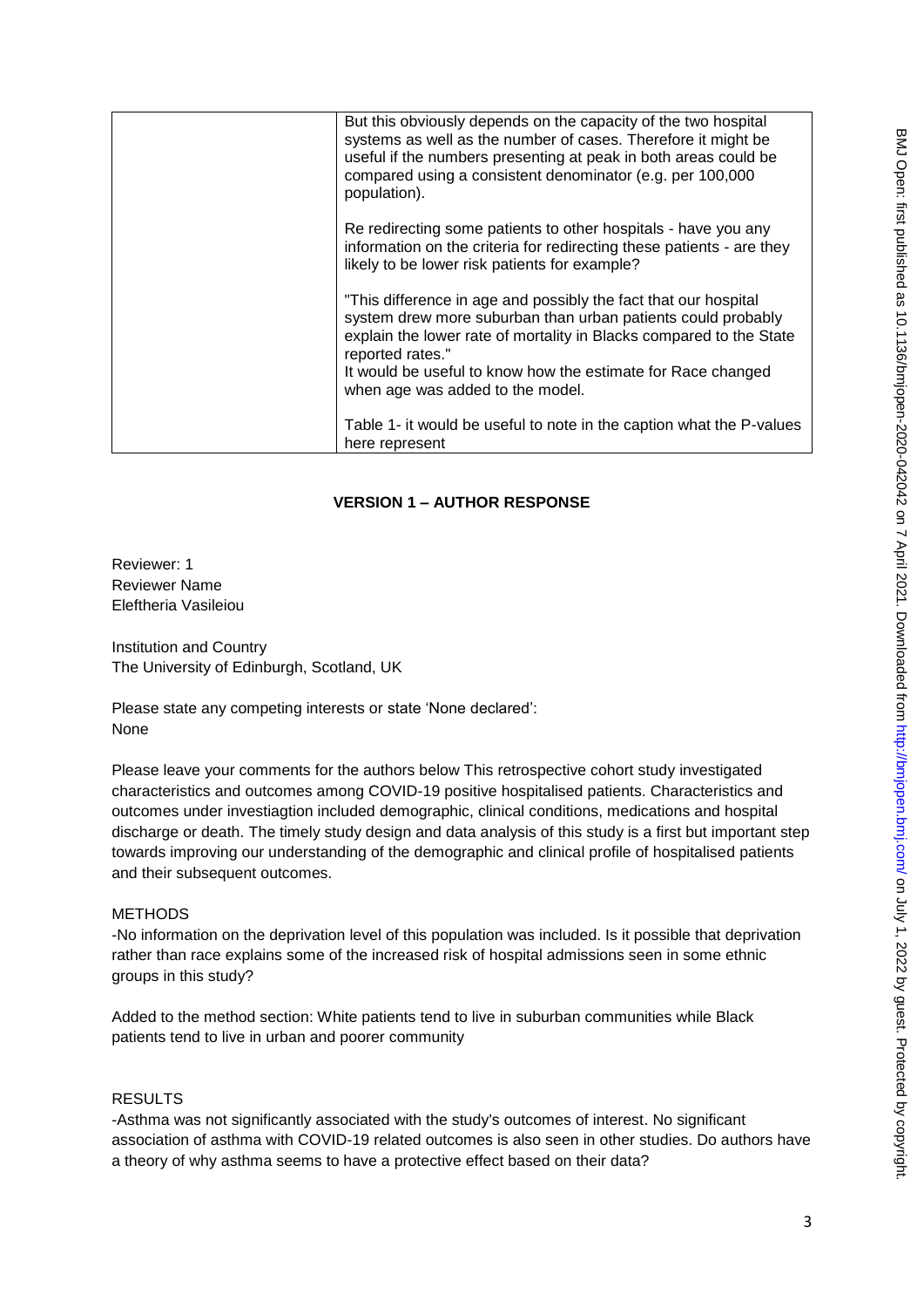| | But this obviously depends on the capacity of the two hospital systems as well as the number of cases. Therefore it might be useful if the numbers presenting at peak in both areas could be compared using a consistent denominator (e.g. per 100,000 population).<br><br>Re redirecting some patients to other hospitals - have you any information on the criteria for redirecting these patients - are they likely to be lower risk patients for example?<br><br>"This difference in age and possibly the fact that our hospital system drew more suburban than urban patients could probably explain the lower rate of mortality in Blacks compared to the State reported rates."<br>It would be useful to know how the estimate for Race changed when age was added to the model.<br><br>Table 1- it would be useful to note in the caption what the P-values here represent |
|---|---|

**VERSION 1 – AUTHOR RESPONSE**

Reviewer: 1
Reviewer Name
Eleftheria Vasileiou

Institution and Country
The University of Edinburgh, Scotland, UK

Please state any competing interests or state 'None declared':
None

Please leave your comments for the authors below This retrospective cohort study investigated characteristics and outcomes among COVID-19 positive hospitalised patients. Characteristics and outcomes under investiagtion included demographic, clinical conditions, medications and hospital discharge or death. The timely study design and data analysis of this study is a first but important step towards improving our understanding of the demographic and clinical profile of hospitalised patients and their subsequent outcomes.

METHODS

-No information on the deprivation level of this population was included. Is it possible that deprivation rather than race explains some of the increased risk of hospital admissions seen in some ethnic groups in this study?

Added to the method section: White patients tend to live in suburban communities while Black patients tend to live in urban and poorer community

RESULTS

-Asthma was not significantly associated with the study's outcomes of interest. No significant association of asthma with COVID-19 related outcomes is also seen in other studies. Do authors have a theory of why asthma seems to have a protective effect based on their data?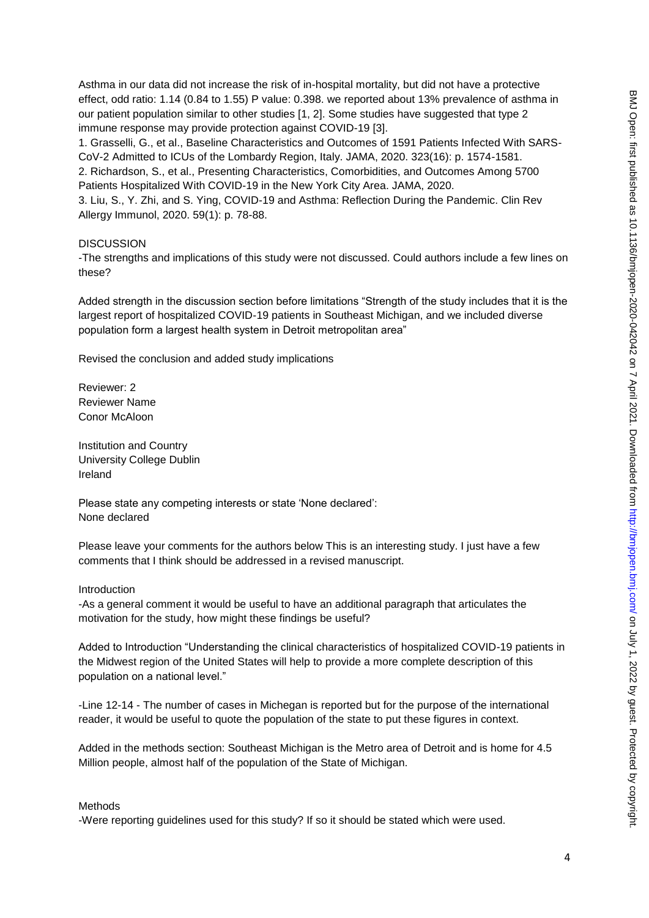Asthma in our data did not increase the risk of in-hospital mortality, but did not have a protective effect, odd ratio: 1.14 (0.84 to 1.55) P value: 0.398. we reported about 13% prevalence of asthma in our patient population similar to other studies [1, 2]. Some studies have suggested that type 2 immune response may provide protection against COVID-19 [3].

1. Grasselli, G., et al., Baseline Characteristics and Outcomes of 1591 Patients Infected With SARS-CoV-2 Admitted to ICUs of the Lombardy Region, Italy. JAMA, 2020. 323(16): p. 1574-1581.
2. Richardson, S., et al., Presenting Characteristics, Comorbidities, and Outcomes Among 5700 Patients Hospitalized With COVID-19 in the New York City Area. JAMA, 2020.
3. Liu, S., Y. Zhi, and S. Ying, COVID-19 and Asthma: Reflection During the Pandemic. Clin Rev Allergy Immunol, 2020. 59(1): p. 78-88.

DISCUSSION

-The strengths and implications of this study were not discussed. Could authors include a few lines on these?

Added strength in the discussion section before limitations "Strength of the study includes that it is the largest report of hospitalized COVID-19 patients in Southeast Michigan, and we included diverse population form a largest health system in Detroit metropolitan area"

Revised the conclusion and added study implications

Reviewer: 2
Reviewer Name
Conor McAloon

Institution and Country
University College Dublin
Ireland

Please state any competing interests or state 'None declared':
None declared

Please leave your comments for the authors below This is an interesting study. I just have a few comments that I think should be addressed in a revised manuscript.

Introduction

-As a general comment it would be useful to have an additional paragraph that articulates the motivation for the study, how might these findings be useful?

Added to Introduction "Understanding the clinical characteristics of hospitalized COVID-19 patients in the Midwest region of the United States will help to provide a more complete description of this population on a national level."

-Line 12-14 - The number of cases in Michigan is reported but for the purpose of the international reader, it would be useful to quote the population of the state to put these figures in context.

Added in the methods section: Southeast Michigan is the Metro area of Detroit and is home for 4.5 Million people, almost half of the population of the State of Michigan.

Methods

-Were reporting guidelines used for this study? If so it should be stated which were used.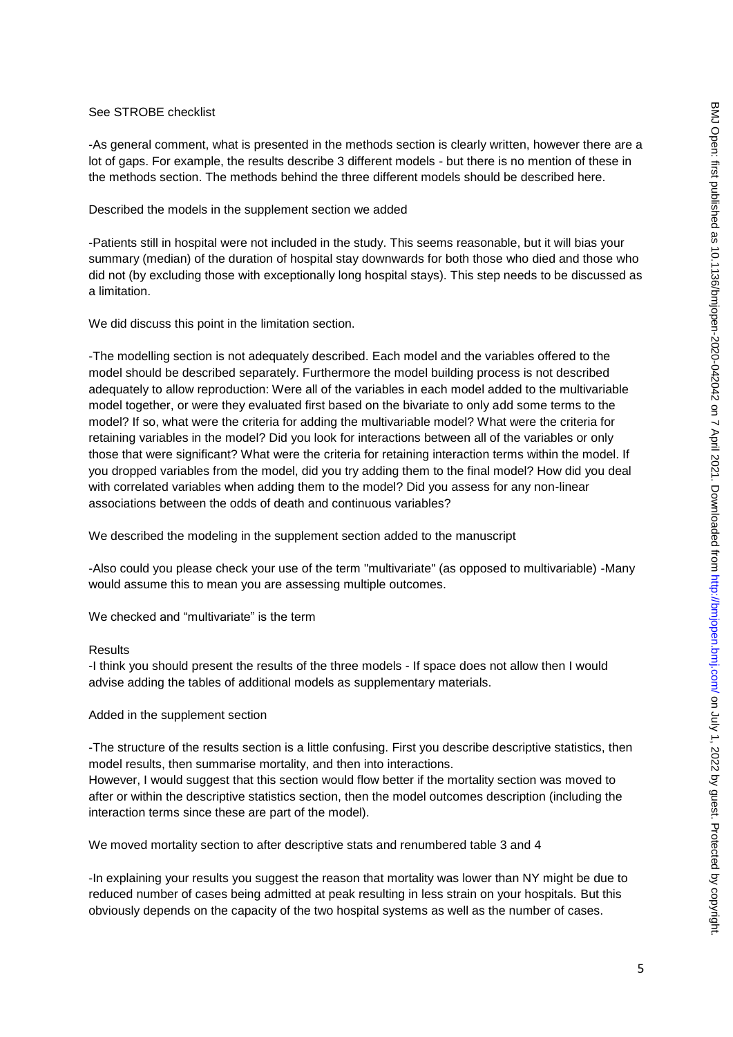See STROBE checklist

-As general comment, what is presented in the methods section is clearly written, however there are a lot of gaps. For example, the results describe 3 different models - but there is no mention of these in the methods section. The methods behind the three different models should be described here.

Described the models in the supplement section we added

-Patients still in hospital were not included in the study. This seems reasonable, but it will bias your summary (median) of the duration of hospital stay downwards for both those who died and those who did not (by excluding those with exceptionally long hospital stays). This step needs to be discussed as a limitation.

We did discuss this point in the limitation section.

-The modelling section is not adequately described. Each model and the variables offered to the model should be described separately. Furthermore the model building process is not described adequately to allow reproduction: Were all of the variables in each model added to the multivariable model together, or were they evaluated first based on the bivariate to only add some terms to the model? If so, what were the criteria for adding the multivariable model? What were the criteria for retaining variables in the model? Did you look for interactions between all of the variables or only those that were significant? What were the criteria for retaining interaction terms within the model. If you dropped variables from the model, did you try adding them to the final model? How did you deal with correlated variables when adding them to the model? Did you assess for any non-linear associations between the odds of death and continuous variables?

We described the modeling in the supplement section added to the manuscript

-Also could you please check your use of the term "multivariate" (as opposed to multivariable) -Many would assume this to mean you are assessing multiple outcomes.

We checked and "multivariate" is the term

Results

-I think you should present the results of the three models - If space does not allow then I would advise adding the tables of additional models as supplementary materials.

Added in the supplement section

-The structure of the results section is a little confusing. First you describe descriptive statistics, then model results, then summarise mortality, and then into interactions.
However, I would suggest that this section would flow better if the mortality section was moved to after or within the descriptive statistics section, then the model outcomes description (including the interaction terms since these are part of the model).

We moved mortality section to after descriptive stats and renumbered table 3 and 4

-In explaining your results you suggest the reason that mortality was lower than NY might be due to reduced number of cases being admitted at peak resulting in less strain on your hospitals. But this obviously depends on the capacity of the two hospital systems as well as the number of cases.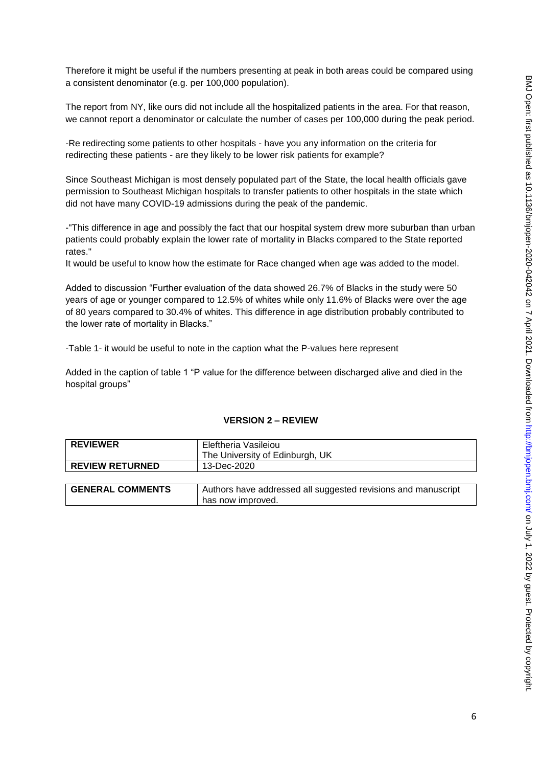Therefore it might be useful if the numbers presenting at peak in both areas could be compared using a consistent denominator (e.g. per 100,000 population).

The report from NY, like ours did not include all the hospitalized patients in the area. For that reason, we cannot report a denominator or calculate the number of cases per 100,000 during the peak period.

-Re redirecting some patients to other hospitals - have you any information on the criteria for redirecting these patients - are they likely to be lower risk patients for example?

Since Southeast Michigan is most densely populated part of the State, the local health officials gave permission to Southeast Michigan hospitals to transfer patients to other hospitals in the state which did not have many COVID-19 admissions during the peak of the pandemic.

-"This difference in age and possibly the fact that our hospital system drew more suburban than urban patients could probably explain the lower rate of mortality in Blacks compared to the State reported rates."

It would be useful to know how the estimate for Race changed when age was added to the model.

Added to discussion "Further evaluation of the data showed 26.7% of Blacks in the study were 50 years of age or younger compared to 12.5% of whites while only 11.6% of Blacks were over the age of 80 years compared to 30.4% of whites. This difference in age distribution probably contributed to the lower rate of mortality in Blacks."

-Table 1- it would be useful to note in the caption what the P-values here represent

Added in the caption of table 1 "P value for the difference between discharged alive and died in the hospital groups"

## VERSION 2 – REVIEW

| | |
|---|---|
| **REVIEWER** | Eleftheria Vasileiou<br>The University of Edinburgh, UK |
| **REVIEW RETURNED** | 13-Dec-2020 |

| | |
|---|---|
| **GENERAL COMMENTS** | Authors have addressed all suggested revisions and manuscript has now improved. |